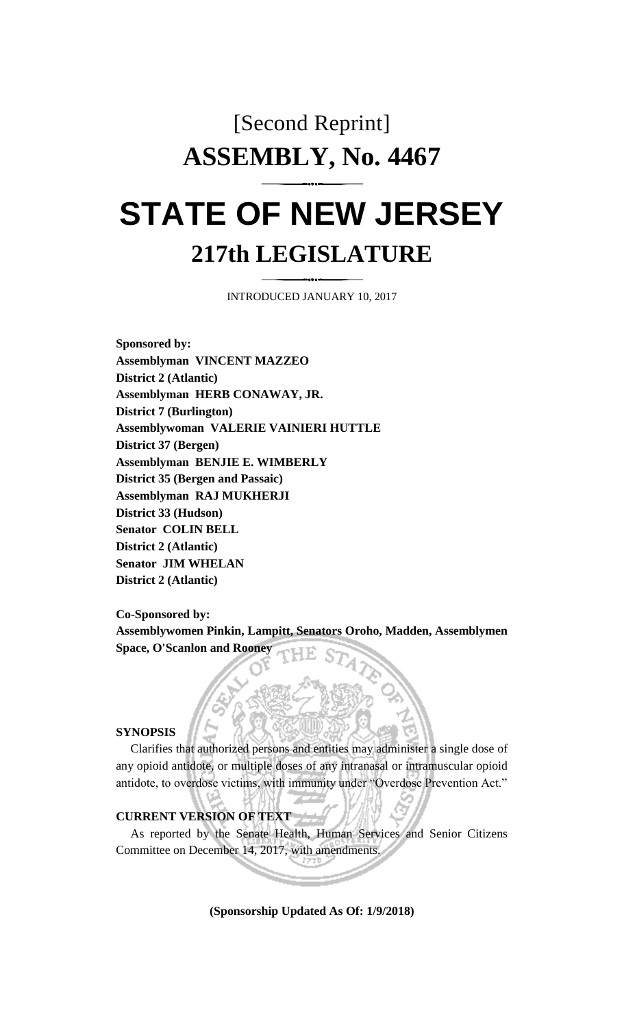[Second Reprint]

# ASSEMBLY, No. 4467

# STATE OF NEW JERSEY

## 217th LEGISLATURE

INTRODUCED JANUARY 10, 2017

**Sponsored by:**
**Assemblyman VINCENT MAZZEO**
**District 2 (Atlantic)**
**Assemblyman HERB CONAWAY, JR.**
**District 7 (Burlington)**
**Assemblywoman VALERIE VAINIERI HUTTLE**
**District 37 (Bergen)**
**Assemblyman BENJIE E. WIMBERLY**
**District 35 (Bergen and Passaic)**
**Assemblyman RAJ MUKHERJI**
**District 33 (Hudson)**
**Senator COLIN BELL**
**District 2 (Atlantic)**
**Senator JIM WHELAN**
**District 2 (Atlantic)**

**Co-Sponsored by:**
**Assemblywomen Pinkin, Lampitt, Senators Oroho, Madden, Assemblymen Space, O'Scanlon and Rooney**

**SYNOPSIS**

Clarifies that authorized persons and entities may administer a single dose of any opioid antidote, or multiple doses of any intranasal or intramuscular opioid antidote, to overdose victims, with immunity under "Overdose Prevention Act."

**CURRENT VERSION OF TEXT**

As reported by the Senate Health, Human Services and Senior Citizens Committee on December 14, 2017, with amendments.

**(Sponsorship Updated As Of: 1/9/2018)**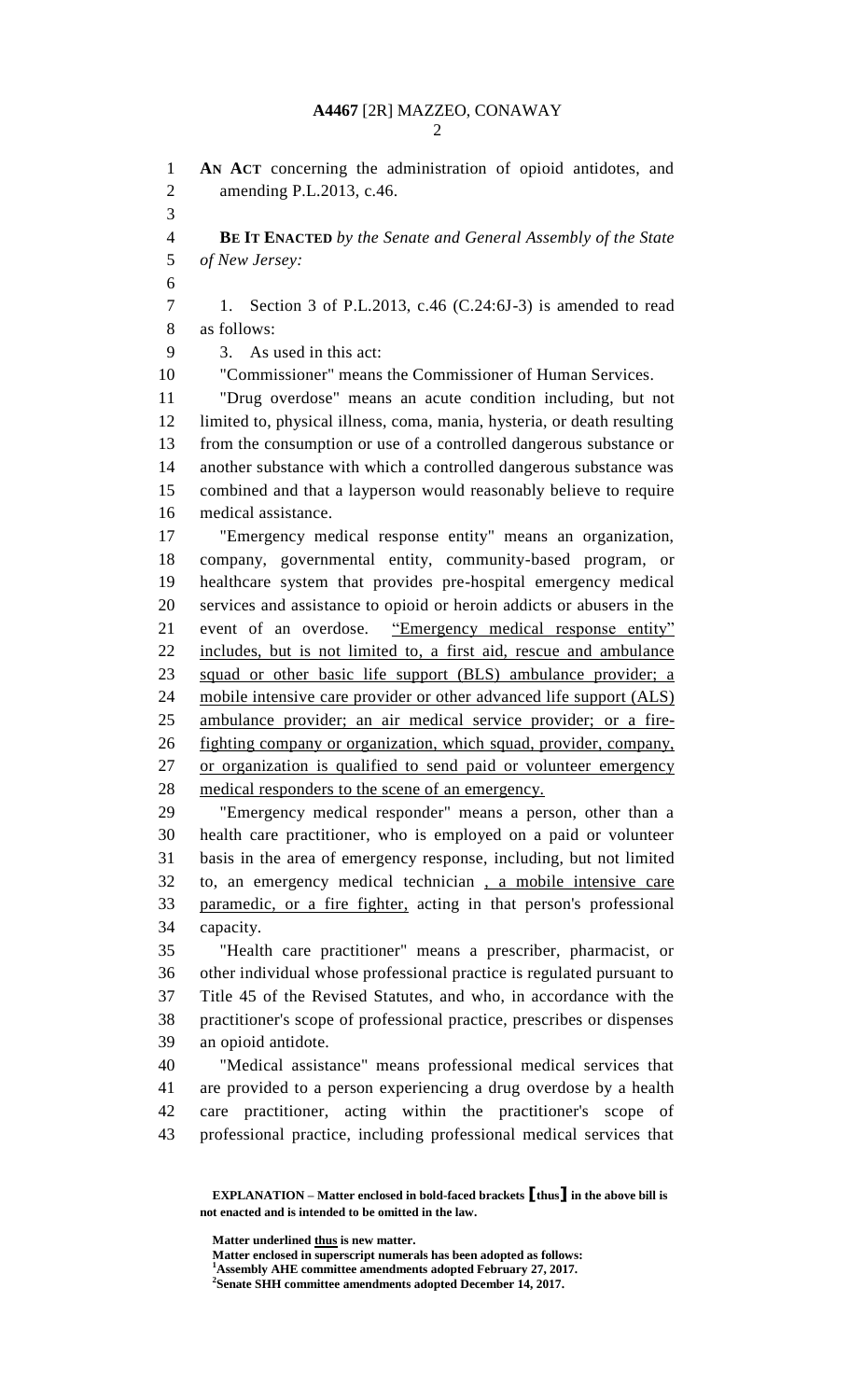**AN ACT** concerning the administration of opioid antidotes, and amending P.L.2013, c.46.

**BE IT ENACTED** *by the Senate and General Assembly of the State of New Jersey:*

1. Section 3 of P.L.2013, c.46 (C.24:6J-3) is amended to read as follows:

3. As used in this act:

"Commissioner" means the Commissioner of Human Services.

"Drug overdose" means an acute condition including, but not limited to, physical illness, coma, mania, hysteria, or death resulting from the consumption or use of a controlled dangerous substance or another substance with which a controlled dangerous substance was combined and that a layperson would reasonably believe to require medical assistance.

"Emergency medical response entity" means an organization, company, governmental entity, community-based program, or healthcare system that provides pre-hospital emergency medical services and assistance to opioid or heroin addicts or abusers in the event of an overdose. <u>"Emergency medical response entity" includes, but is not limited to, a first aid, rescue and ambulance squad or other basic life support (BLS) ambulance provider; a mobile intensive care provider or other advanced life support (ALS) ambulance provider; an air medical service provider; or a fire-fighting company or organization, which squad, provider, company, or organization is qualified to send paid or volunteer emergency medical responders to the scene of an emergency.</u>

"Emergency medical responder" means a person, other than a health care practitioner, who is employed on a paid or volunteer basis in the area of emergency response, including, but not limited to, an emergency medical technician <u>, a mobile intensive care paramedic, or a fire fighter,</u> acting in that person's professional capacity.

"Health care practitioner" means a prescriber, pharmacist, or other individual whose professional practice is regulated pursuant to Title 45 of the Revised Statutes, and who, in accordance with the practitioner's scope of professional practice, prescribes or dispenses an opioid antidote.

"Medical assistance" means professional medical services that are provided to a person experiencing a drug overdose by a health care practitioner, acting within the practitioner's scope of professional practice, including professional medical services that

**EXPLANATION – Matter enclosed in bold-faced brackets [thus] in the above bill is not enacted and is intended to be omitted in the law.**

**Matter underlined <u>thus</u> is new matter.**
**Matter enclosed in superscript numerals has been adopted as follows:**
**[1]Assembly AHE committee amendments adopted February 27, 2017.**
**[2]Senate SHH committee amendments adopted December 14, 2017.**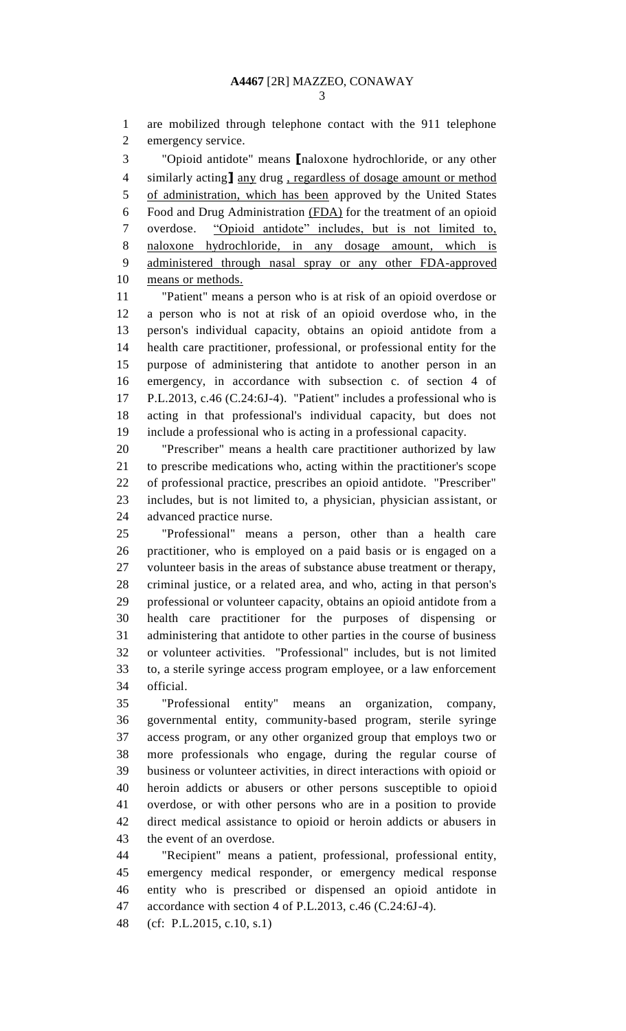are mobilized through telephone contact with the 911 telephone emergency service.

"Opioid antidote" means ⟦naloxone hydrochloride, or any other similarly acting⟧ <u>any</u> drug <u>, regardless of dosage amount or method of administration, which has been</u> approved by the United States Food and Drug Administration <u>(FDA)</u> for the treatment of an opioid overdose. <u>"Opioid antidote" includes, but is not limited to, naloxone hydrochloride, in any dosage amount, which is administered through nasal spray or any other FDA-approved means or methods.</u>

"Patient" means a person who is at risk of an opioid overdose or a person who is not at risk of an opioid overdose who, in the person's individual capacity, obtains an opioid antidote from a health care practitioner, professional, or professional entity for the purpose of administering that antidote to another person in an emergency, in accordance with subsection c. of section 4 of P.L.2013, c.46 (C.24:6J-4). "Patient" includes a professional who is acting in that professional's individual capacity, but does not include a professional who is acting in a professional capacity.

"Prescriber" means a health care practitioner authorized by law to prescribe medications who, acting within the practitioner's scope of professional practice, prescribes an opioid antidote. "Prescriber" includes, but is not limited to, a physician, physician assistant, or advanced practice nurse.

"Professional" means a person, other than a health care practitioner, who is employed on a paid basis or is engaged on a volunteer basis in the areas of substance abuse treatment or therapy, criminal justice, or a related area, and who, acting in that person's professional or volunteer capacity, obtains an opioid antidote from a health care practitioner for the purposes of dispensing or administering that antidote to other parties in the course of business or volunteer activities. "Professional" includes, but is not limited to, a sterile syringe access program employee, or a law enforcement official.

"Professional entity" means an organization, company, governmental entity, community-based program, sterile syringe access program, or any other organized group that employs two or more professionals who engage, during the regular course of business or volunteer activities, in direct interactions with opioid or heroin addicts or abusers or other persons susceptible to opioid overdose, or with other persons who are in a position to provide direct medical assistance to opioid or heroin addicts or abusers in the event of an overdose.

"Recipient" means a patient, professional, professional entity, emergency medical responder, or emergency medical response entity who is prescribed or dispensed an opioid antidote in accordance with section 4 of P.L.2013, c.46 (C.24:6J-4).

(cf: P.L.2015, c.10, s.1)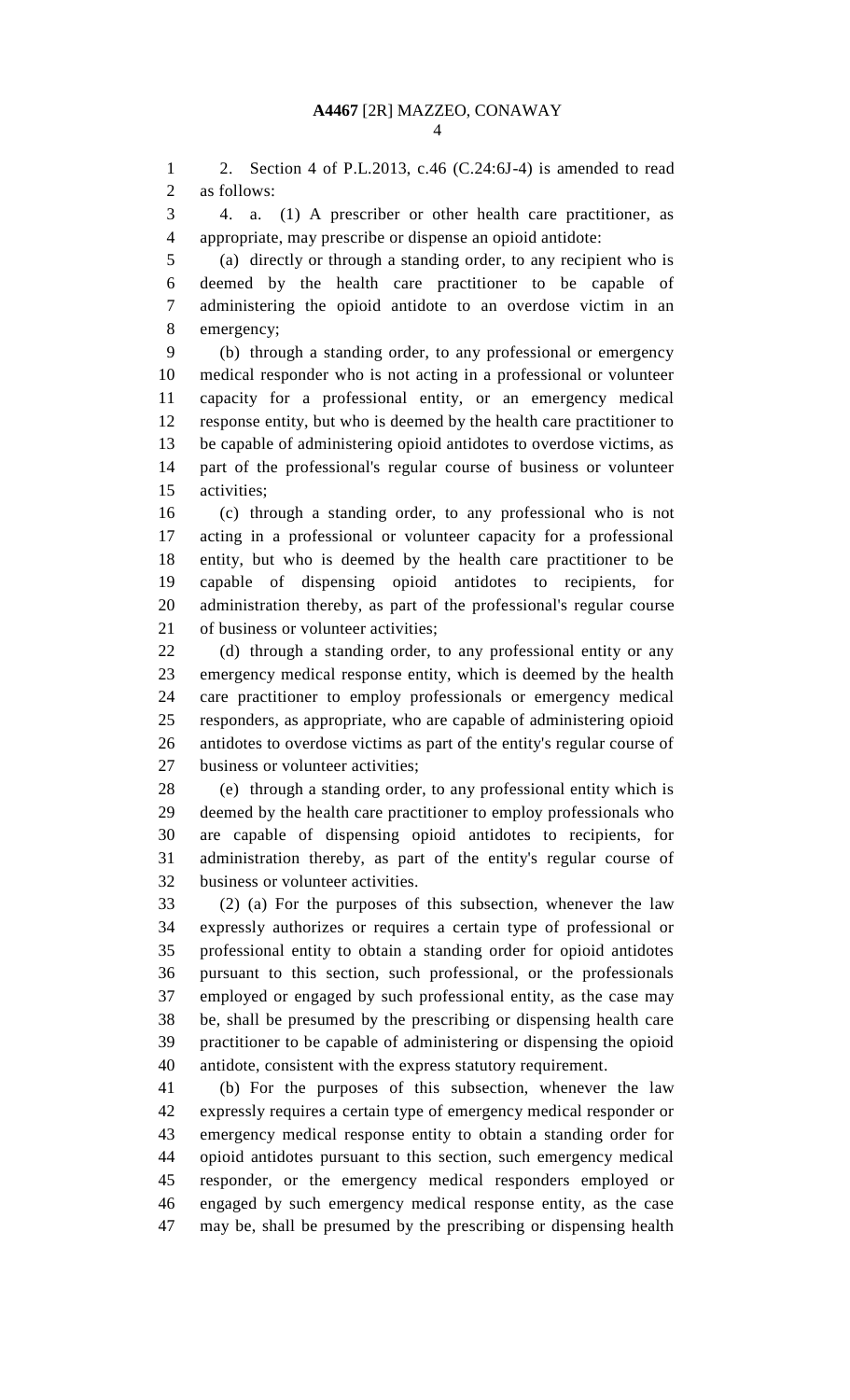2. Section 4 of P.L.2013, c.46 (C.24:6J-4) is amended to read as follows:

4. a. (1) A prescriber or other health care practitioner, as appropriate, may prescribe or dispense an opioid antidote:

(a) directly or through a standing order, to any recipient who is deemed by the health care practitioner to be capable of administering the opioid antidote to an overdose victim in an emergency;

(b) through a standing order, to any professional or emergency medical responder who is not acting in a professional or volunteer capacity for a professional entity, or an emergency medical response entity, but who is deemed by the health care practitioner to be capable of administering opioid antidotes to overdose victims, as part of the professional's regular course of business or volunteer activities;

(c) through a standing order, to any professional who is not acting in a professional or volunteer capacity for a professional entity, but who is deemed by the health care practitioner to be capable of dispensing opioid antidotes to recipients, for administration thereby, as part of the professional's regular course of business or volunteer activities;

(d) through a standing order, to any professional entity or any emergency medical response entity, which is deemed by the health care practitioner to employ professionals or emergency medical responders, as appropriate, who are capable of administering opioid antidotes to overdose victims as part of the entity's regular course of business or volunteer activities;

(e) through a standing order, to any professional entity which is deemed by the health care practitioner to employ professionals who are capable of dispensing opioid antidotes to recipients, for administration thereby, as part of the entity's regular course of business or volunteer activities.

(2) (a) For the purposes of this subsection, whenever the law expressly authorizes or requires a certain type of professional or professional entity to obtain a standing order for opioid antidotes pursuant to this section, such professional, or the professionals employed or engaged by such professional entity, as the case may be, shall be presumed by the prescribing or dispensing health care practitioner to be capable of administering or dispensing the opioid antidote, consistent with the express statutory requirement.

(b) For the purposes of this subsection, whenever the law expressly requires a certain type of emergency medical responder or emergency medical response entity to obtain a standing order for opioid antidotes pursuant to this section, such emergency medical responder, or the emergency medical responders employed or engaged by such emergency medical response entity, as the case may be, shall be presumed by the prescribing or dispensing health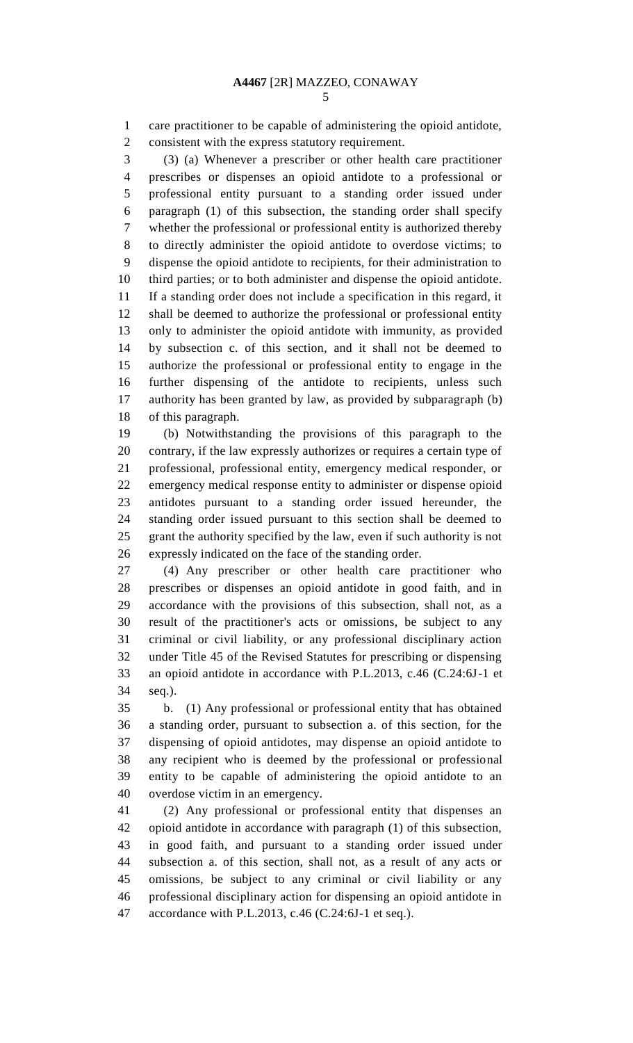care practitioner to be capable of administering the opioid antidote, consistent with the express statutory requirement.

(3) (a) Whenever a prescriber or other health care practitioner prescribes or dispenses an opioid antidote to a professional or professional entity pursuant to a standing order issued under paragraph (1) of this subsection, the standing order shall specify whether the professional or professional entity is authorized thereby to directly administer the opioid antidote to overdose victims; to dispense the opioid antidote to recipients, for their administration to third parties; or to both administer and dispense the opioid antidote. If a standing order does not include a specification in this regard, it shall be deemed to authorize the professional or professional entity only to administer the opioid antidote with immunity, as provided by subsection c. of this section, and it shall not be deemed to authorize the professional or professional entity to engage in the further dispensing of the antidote to recipients, unless such authority has been granted by law, as provided by subparagraph (b) of this paragraph.

(b) Notwithstanding the provisions of this paragraph to the contrary, if the law expressly authorizes or requires a certain type of professional, professional entity, emergency medical responder, or emergency medical response entity to administer or dispense opioid antidotes pursuant to a standing order issued hereunder, the standing order issued pursuant to this section shall be deemed to grant the authority specified by the law, even if such authority is not expressly indicated on the face of the standing order.

(4) Any prescriber or other health care practitioner who prescribes or dispenses an opioid antidote in good faith, and in accordance with the provisions of this subsection, shall not, as a result of the practitioner's acts or omissions, be subject to any criminal or civil liability, or any professional disciplinary action under Title 45 of the Revised Statutes for prescribing or dispensing an opioid antidote in accordance with P.L.2013, c.46 (C.24:6J-1 et seq.).

b. (1) Any professional or professional entity that has obtained a standing order, pursuant to subsection a. of this section, for the dispensing of opioid antidotes, may dispense an opioid antidote to any recipient who is deemed by the professional or professional entity to be capable of administering the opioid antidote to an overdose victim in an emergency.

(2) Any professional or professional entity that dispenses an opioid antidote in accordance with paragraph (1) of this subsection, in good faith, and pursuant to a standing order issued under subsection a. of this section, shall not, as a result of any acts or omissions, be subject to any criminal or civil liability or any professional disciplinary action for dispensing an opioid antidote in accordance with P.L.2013, c.46 (C.24:6J-1 et seq.).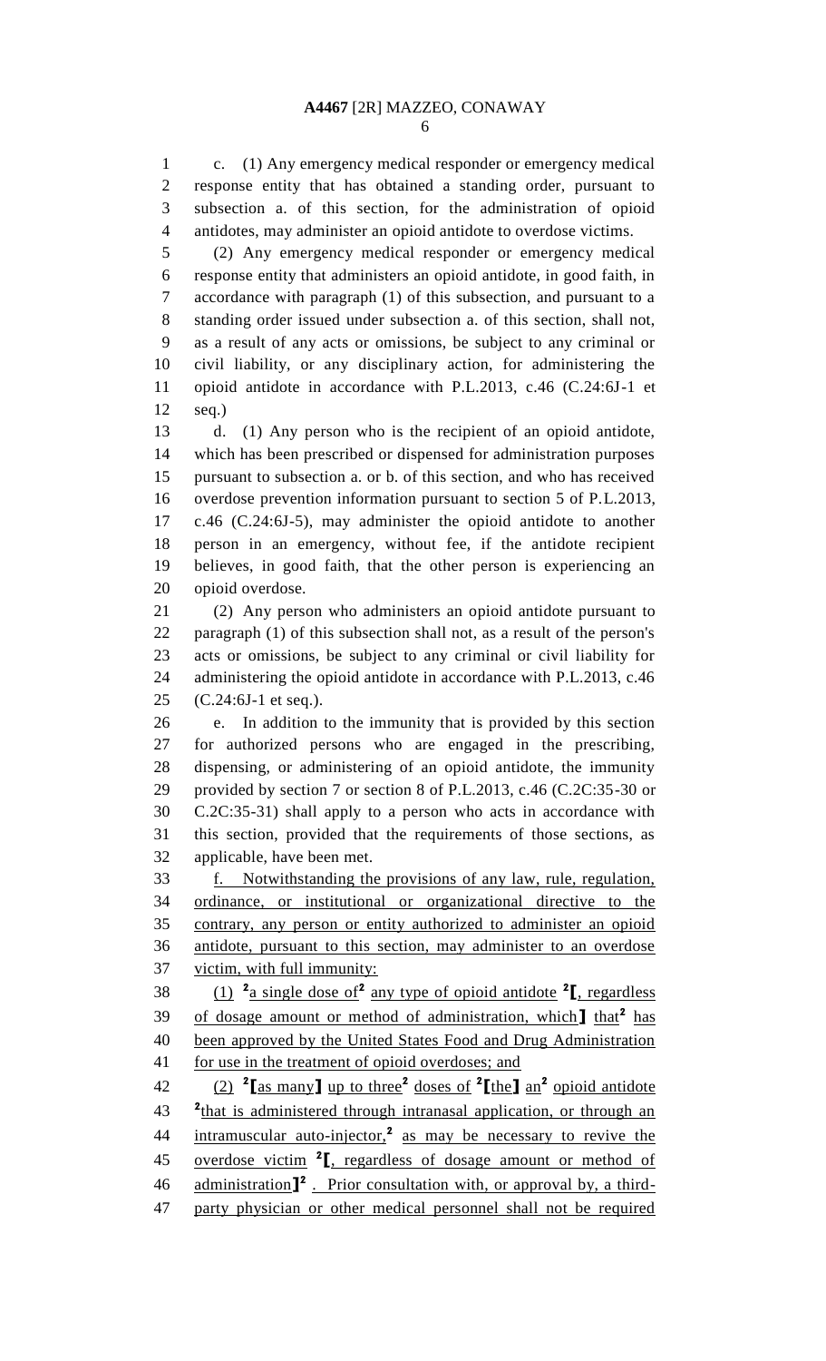c. (1) Any emergency medical responder or emergency medical response entity that has obtained a standing order, pursuant to subsection a. of this section, for the administration of opioid antidotes, may administer an opioid antidote to overdose victims.

(2) Any emergency medical responder or emergency medical response entity that administers an opioid antidote, in good faith, in accordance with paragraph (1) of this subsection, and pursuant to a standing order issued under subsection a. of this section, shall not, as a result of any acts or omissions, be subject to any criminal or civil liability, or any disciplinary action, for administering the opioid antidote in accordance with P.L.2013, c.46 (C.24:6J-1 et seq.)

d. (1) Any person who is the recipient of an opioid antidote, which has been prescribed or dispensed for administration purposes pursuant to subsection a. or b. of this section, and who has received overdose prevention information pursuant to section 5 of P.L.2013, c.46 (C.24:6J-5), may administer the opioid antidote to another person in an emergency, without fee, if the antidote recipient believes, in good faith, that the other person is experiencing an opioid overdose.

(2) Any person who administers an opioid antidote pursuant to paragraph (1) of this subsection shall not, as a result of the person's acts or omissions, be subject to any criminal or civil liability for administering the opioid antidote in accordance with P.L.2013, c.46 (C.24:6J-1 et seq.).

e. In addition to the immunity that is provided by this section for authorized persons who are engaged in the prescribing, dispensing, or administering of an opioid antidote, the immunity provided by section 7 or section 8 of P.L.2013, c.46 (C.2C:35-30 or C.2C:35-31) shall apply to a person who acts in accordance with this section, provided that the requirements of those sections, as applicable, have been met.

<u>f. Notwithstanding the provisions of any law, rule, regulation, ordinance, or institutional or organizational directive to the contrary, any person or entity authorized to administer an opioid antidote, pursuant to this section, may administer to an overdose victim, with full immunity:</u>

<u>(1)</u> [2]<u>a single dose of</u>[2] <u>any type of opioid antidote</u> [2]【<u>, regardless of dosage amount or method of administration, which</u>】 <u>that</u>[2] <u>has been approved by the United States Food and Drug Administration for use in the treatment of opioid overdoses; and</u>

<u>(2)</u> [2]【<u>as many</u>】 <u>up to three</u>[2] <u>doses of</u> [2]【<u>the</u>】 <u>an</u>[2] <u>opioid antidote</u> [2]<u>that is administered through intranasal application, or through an intramuscular auto-injector,</u>[2] <u>as may be necessary to revive the overdose victim</u> [2]【<u>, regardless of dosage amount or method of administration</u>】[2] <u>. Prior consultation with, or approval by, a third-party physician or other medical personnel shall not be required</u>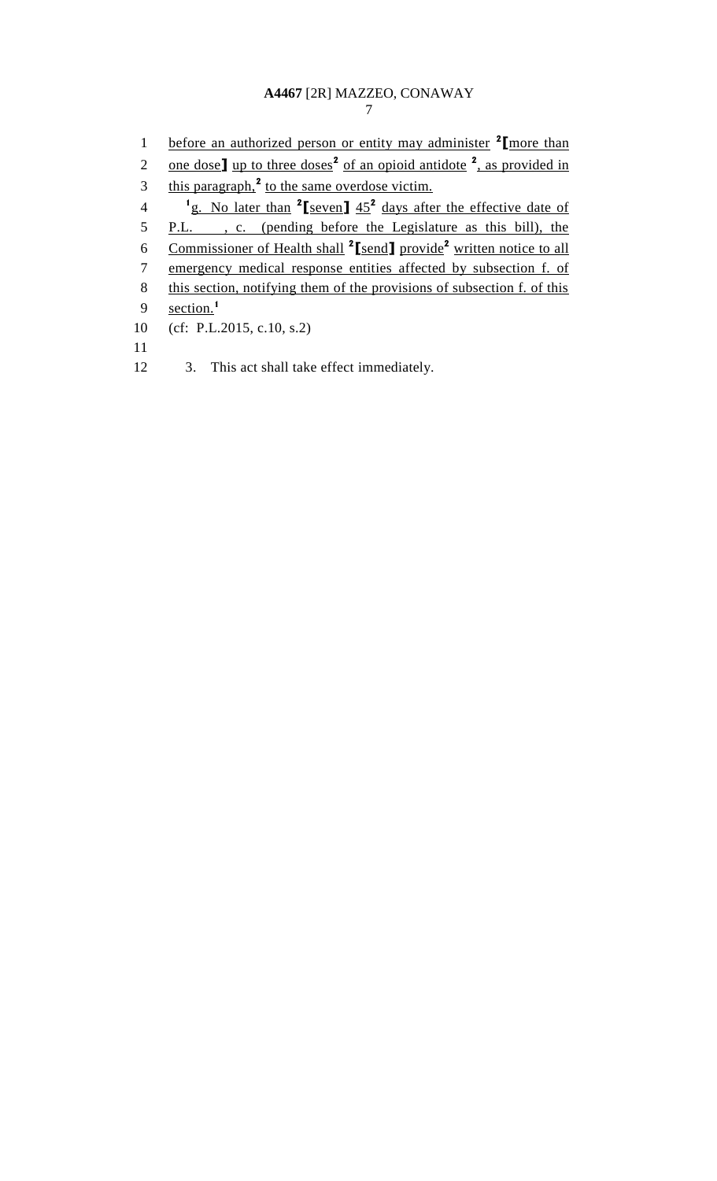before an authorized person or entity may administer [2]⟦more than one dose⟧ up to three doses[2] of an opioid antidote [2], as provided in this paragraph,[2] to the same overdose victim.

[1]g. No later than [2]⟦seven⟧ 45[2] days after the effective date of P.L. , c. (pending before the Legislature as this bill), the Commissioner of Health shall [2]⟦send⟧ provide[2] written notice to all emergency medical response entities affected by subsection f. of this section, notifying them of the provisions of subsection f. of this section.[1]

(cf: P.L.2015, c.10, s.2)

3. This act shall take effect immediately.